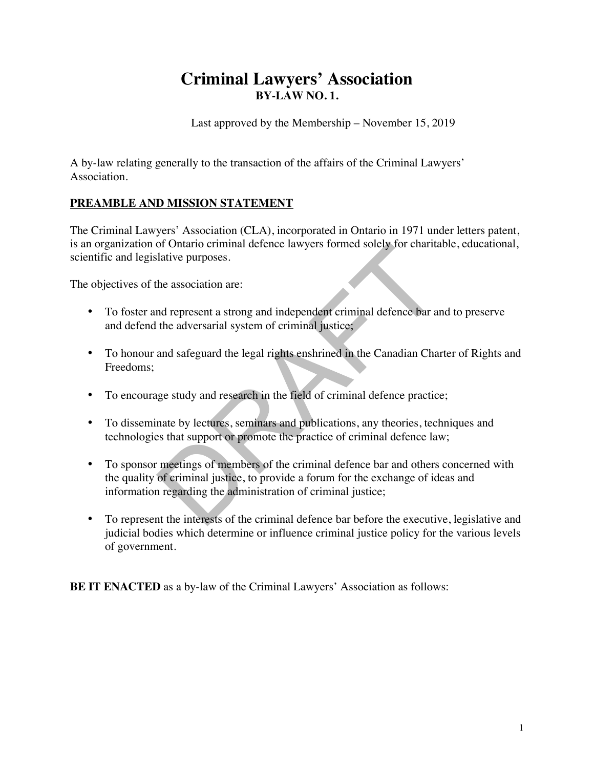# Criminal Lawyers' Association

## BY-LAW NO. 1.

Last approved by the Membership – November 15, 2019

A by-law relating generally to the transaction of the affairs of the Criminal Lawyers' Association.

**PREAMBLE AND MISSION STATEMENT**

The Criminal Lawyers' Association (CLA), incorporated in Ontario in 1971 under letters patent, is an organization of Ontario criminal defence lawyers formed solely for charitable, educational, scientific and legislative purposes.

The objectives of the association are:

- To foster and represent a strong and independent criminal defence bar and to preserve and defend the adversarial system of criminal justice;
- To honour and safeguard the legal rights enshrined in the Canadian Charter of Rights and Freedoms;
- To encourage study and research in the field of criminal defence practice;
- To disseminate by lectures, seminars and publications, any theories, techniques and technologies that support or promote the practice of criminal defence law;
- To sponsor meetings of members of the criminal defence bar and others concerned with the quality of criminal justice, to provide a forum for the exchange of ideas and information regarding the administration of criminal justice;
- To represent the interests of the criminal defence bar before the executive, legislative and judicial bodies which determine or influence criminal justice policy for the various levels of government.

**BE IT ENACTED** as a by-law of the Criminal Lawyers' Association as follows: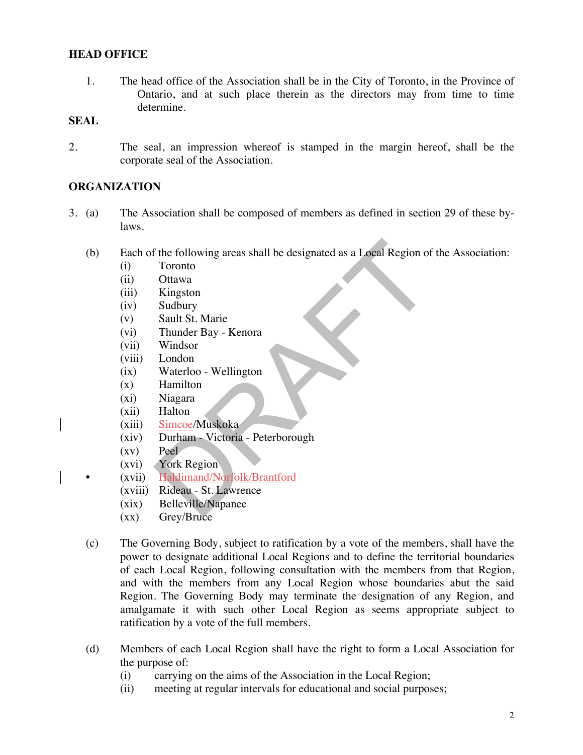## HEAD OFFICE

1. The head office of the Association shall be in the City of Toronto, in the Province of Ontario, and at such place therein as the directors may from time to time determine.

## SEAL

2. The seal, an impression whereof is stamped in the margin hereof, shall be the corporate seal of the Association.

## ORGANIZATION

3. (a) The Association shall be composed of members as defined in section 29 of these by-laws.

   (b) Each of the following areas shall be designated as a Local Region of the Association:
   - (i) Toronto
   - (ii) Ottawa
   - (iii) Kingston
   - (iv) Sudbury
   - (v) Sault St. Marie
   - (vi) Thunder Bay - Kenora
   - (vii) Windsor
   - (viii) London
   - (ix) Waterloo - Wellington
   - (x) Hamilton
   - (xi) Niagara
   - (xii) Halton
   - (xiii) Simcoe/Muskoka
   - (xiv) Durham - Victoria - Peterborough
   - (xv) Peel
   - (xvi) York Region
   - (xvii) Haldimand/Norfolk/Brantford
   - (xviii) Rideau - St. Lawrence
   - (xix) Belleville/Napanee
   - (xx) Grey/Bruce

   (c) The Governing Body, subject to ratification by a vote of the members, shall have the power to designate additional Local Regions and to define the territorial boundaries of each Local Region, following consultation with the members from that Region, and with the members from any Local Region whose boundaries abut the said Region. The Governing Body may terminate the designation of any Region, and amalgamate it with such other Local Region as seems appropriate subject to ratification by a vote of the full members.

   (d) Members of each Local Region shall have the right to form a Local Association for the purpose of:
   - (i) carrying on the aims of the Association in the Local Region;
   - (ii) meeting at regular intervals for educational and social purposes;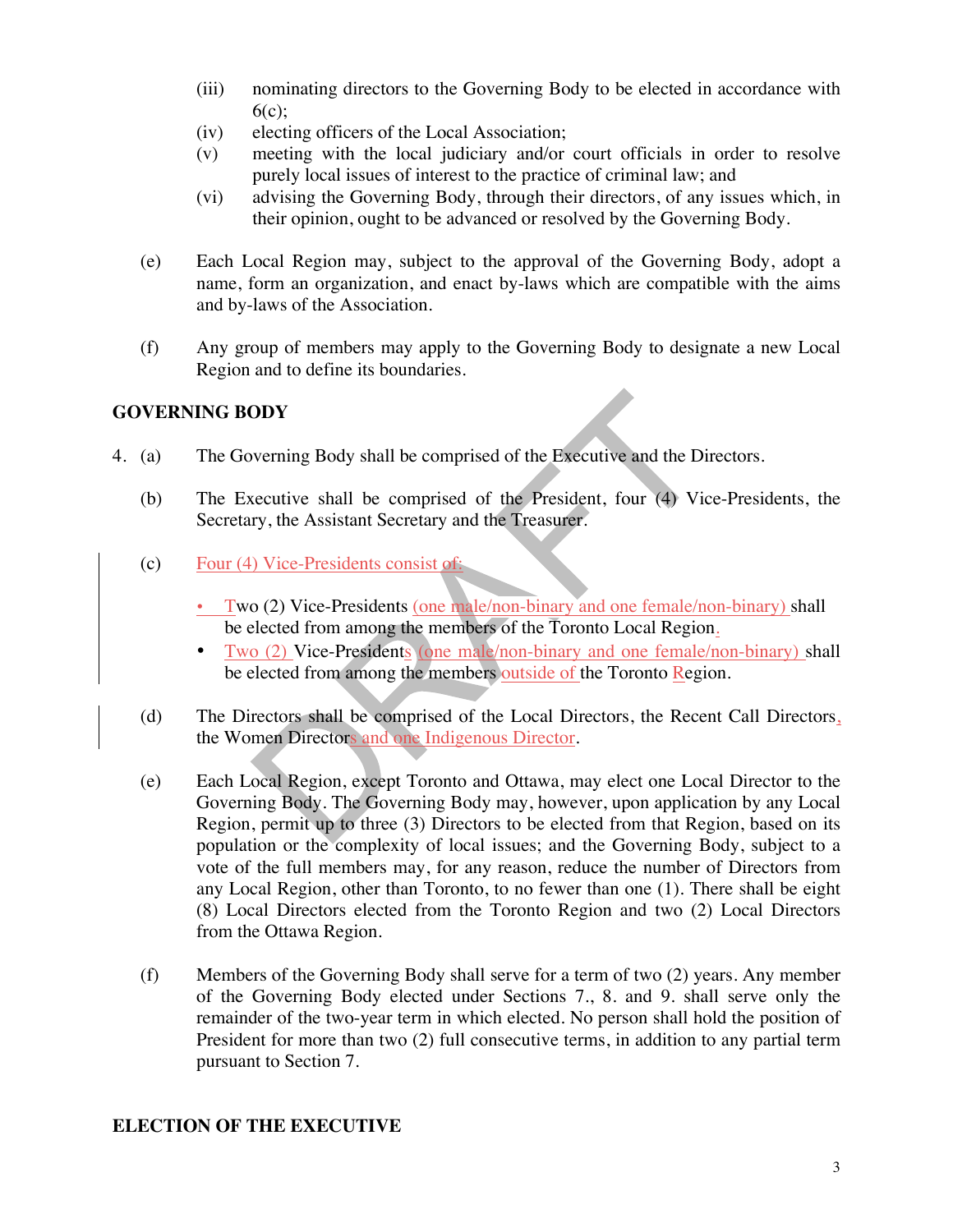(iii) nominating directors to the Governing Body to be elected in accordance with 6(c);
(iv) electing officers of the Local Association;
(v) meeting with the local judiciary and/or court officials in order to resolve purely local issues of interest to the practice of criminal law; and
(vi) advising the Governing Body, through their directors, of any issues which, in their opinion, ought to be advanced or resolved by the Governing Body.

(e) Each Local Region may, subject to the approval of the Governing Body, adopt a name, form an organization, and enact by-laws which are compatible with the aims and by-laws of the Association.

(f) Any group of members may apply to the Governing Body to designate a new Local Region and to define its boundaries.

## GOVERNING BODY

4. (a) The Governing Body shall be comprised of the Executive and the Directors.

(b) The Executive shall be comprised of the President, four (4) Vice-Presidents, the Secretary, the Assistant Secretary and the Treasurer.

(c) Four (4) Vice-Presidents consist of:

- Two (2) Vice-Presidents (one male/non-binary and one female/non-binary) shall be elected from among the members of the Toronto Local Region.
- Two (2) Vice-Presidents (one male/non-binary and one female/non-binary) shall be elected from among the members outside of the Toronto Region.

(d) The Directors shall be comprised of the Local Directors, the Recent Call Directors, the Women Directors and one Indigenous Director.

(e) Each Local Region, except Toronto and Ottawa, may elect one Local Director to the Governing Body. The Governing Body may, however, upon application by any Local Region, permit up to three (3) Directors to be elected from that Region, based on its population or the complexity of local issues; and the Governing Body, subject to a vote of the full members may, for any reason, reduce the number of Directors from any Local Region, other than Toronto, to no fewer than one (1). There shall be eight (8) Local Directors elected from the Toronto Region and two (2) Local Directors from the Ottawa Region.

(f) Members of the Governing Body shall serve for a term of two (2) years. Any member of the Governing Body elected under Sections 7., 8. and 9. shall serve only the remainder of the two-year term in which elected. No person shall hold the position of President for more than two (2) full consecutive terms, in addition to any partial term pursuant to Section 7.

## ELECTION OF THE EXECUTIVE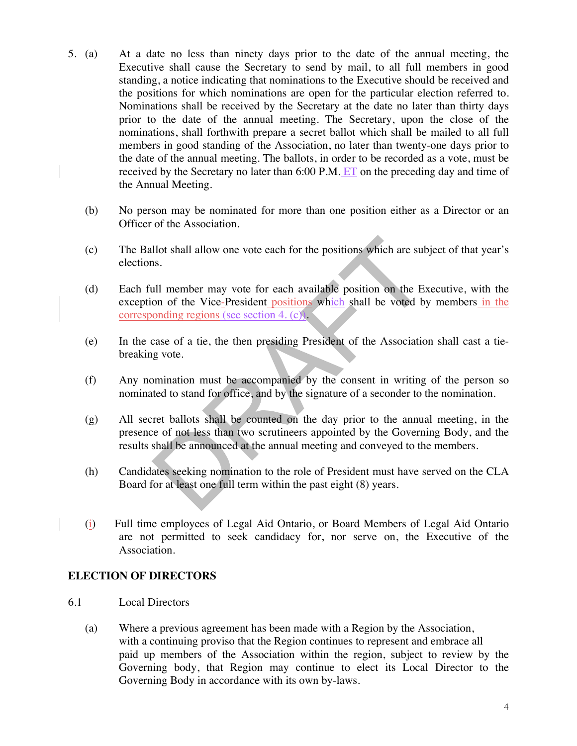5. (a) At a date no less than ninety days prior to the date of the annual meeting, the Executive shall cause the Secretary to send by mail, to all full members in good standing, a notice indicating that nominations to the Executive should be received and the positions for which nominations are open for the particular election referred to. Nominations shall be received by the Secretary at the date no later than thirty days prior to the date of the annual meeting. The Secretary, upon the close of the nominations, shall forthwith prepare a secret ballot which shall be mailed to all full members in good standing of the Association, no later than twenty-one days prior to the date of the annual meeting. The ballots, in order to be recorded as a vote, must be received by the Secretary no later than 6:00 P.M. ET on the preceding day and time of the Annual Meeting.

(b) No person may be nominated for more than one position either as a Director or an Officer of the Association.

(c) The Ballot shall allow one vote each for the positions which are subject of that year's elections.

(d) Each full member may vote for each available position on the Executive, with the exception of the Vice-President positions which shall be voted by members in the corresponding regions (see section 4. (c)).

(e) In the case of a tie, the then presiding President of the Association shall cast a tie-breaking vote.

(f) Any nomination must be accompanied by the consent in writing of the person so nominated to stand for office, and by the signature of a seconder to the nomination.

(g) All secret ballots shall be counted on the day prior to the annual meeting, in the presence of not less than two scrutineers appointed by the Governing Body, and the results shall be announced at the annual meeting and conveyed to the members.

(h) Candidates seeking nomination to the role of President must have served on the CLA Board for at least one full term within the past eight (8) years.

(i) Full time employees of Legal Aid Ontario, or Board Members of Legal Aid Ontario are not permitted to seek candidacy for, nor serve on, the Executive of the Association.

**ELECTION OF DIRECTORS**

6.1 Local Directors

(a) Where a previous agreement has been made with a Region by the Association, with a continuing proviso that the Region continues to represent and embrace all paid up members of the Association within the region, subject to review by the Governing body, that Region may continue to elect its Local Director to the Governing Body in accordance with its own by-laws.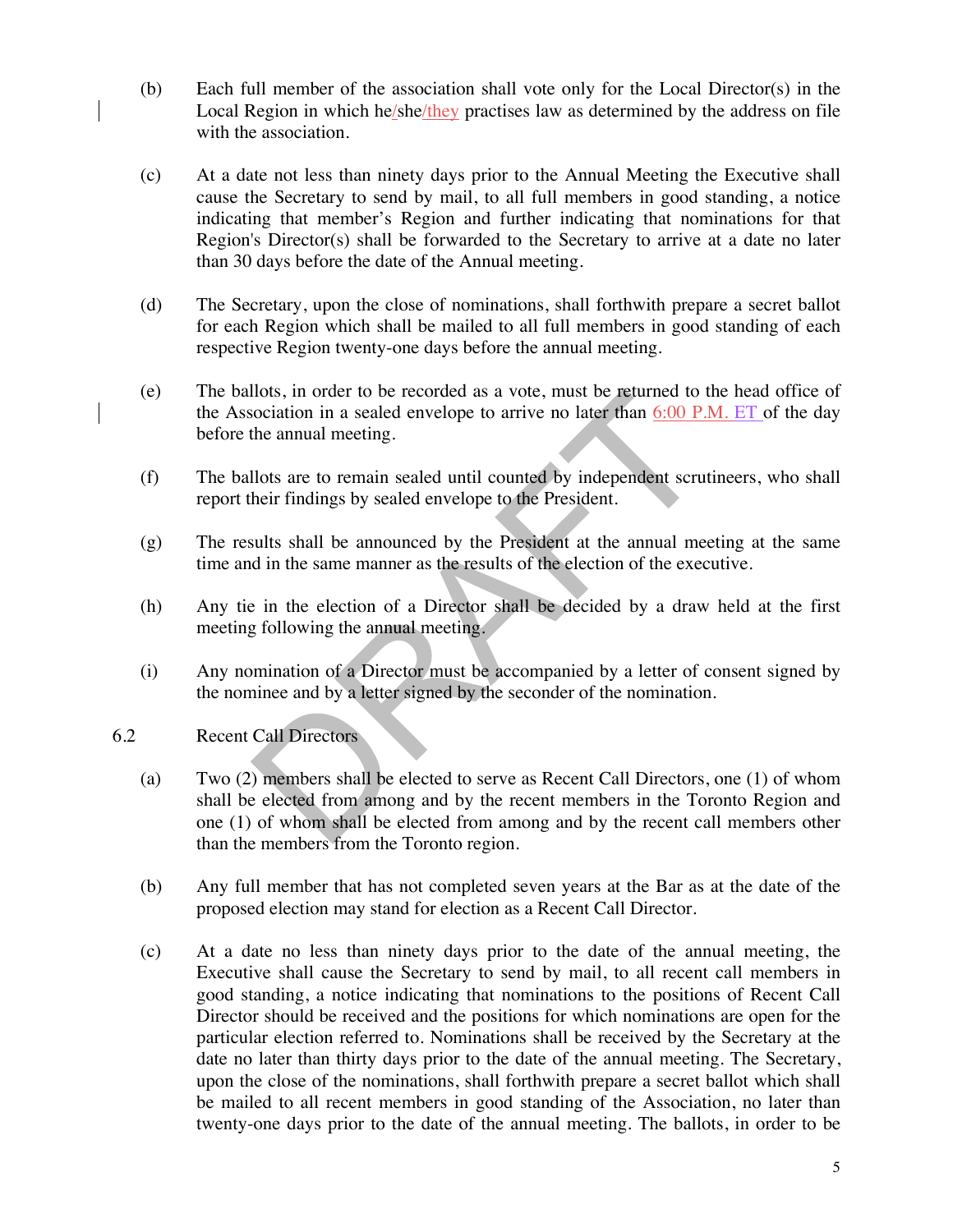(b) Each full member of the association shall vote only for the Local Director(s) in the Local Region in which he/she/they practises law as determined by the address on file with the association.

(c) At a date not less than ninety days prior to the Annual Meeting the Executive shall cause the Secretary to send by mail, to all full members in good standing, a notice indicating that member's Region and further indicating that nominations for that Region's Director(s) shall be forwarded to the Secretary to arrive at a date no later than 30 days before the date of the Annual meeting.

(d) The Secretary, upon the close of nominations, shall forthwith prepare a secret ballot for each Region which shall be mailed to all full members in good standing of each respective Region twenty-one days before the annual meeting.

(e) The ballots, in order to be recorded as a vote, must be returned to the head office of the Association in a sealed envelope to arrive no later than 6:00 P.M. ET of the day before the annual meeting.

(f) The ballots are to remain sealed until counted by independent scrutineers, who shall report their findings by sealed envelope to the President.

(g) The results shall be announced by the President at the annual meeting at the same time and in the same manner as the results of the election of the executive.

(h) Any tie in the election of a Director shall be decided by a draw held at the first meeting following the annual meeting.

(i) Any nomination of a Director must be accompanied by a letter of consent signed by the nominee and by a letter signed by the seconder of the nomination.

6.2 Recent Call Directors

(a) Two (2) members shall be elected to serve as Recent Call Directors, one (1) of whom shall be elected from among and by the recent members in the Toronto Region and one (1) of whom shall be elected from among and by the recent call members other than the members from the Toronto region.

(b) Any full member that has not completed seven years at the Bar as at the date of the proposed election may stand for election as a Recent Call Director.

(c) At a date no less than ninety days prior to the date of the annual meeting, the Executive shall cause the Secretary to send by mail, to all recent call members in good standing, a notice indicating that nominations to the positions of Recent Call Director should be received and the positions for which nominations are open for the particular election referred to. Nominations shall be received by the Secretary at the date no later than thirty days prior to the date of the annual meeting. The Secretary, upon the close of the nominations, shall forthwith prepare a secret ballot which shall be mailed to all recent members in good standing of the Association, no later than twenty-one days prior to the date of the annual meeting. The ballots, in order to be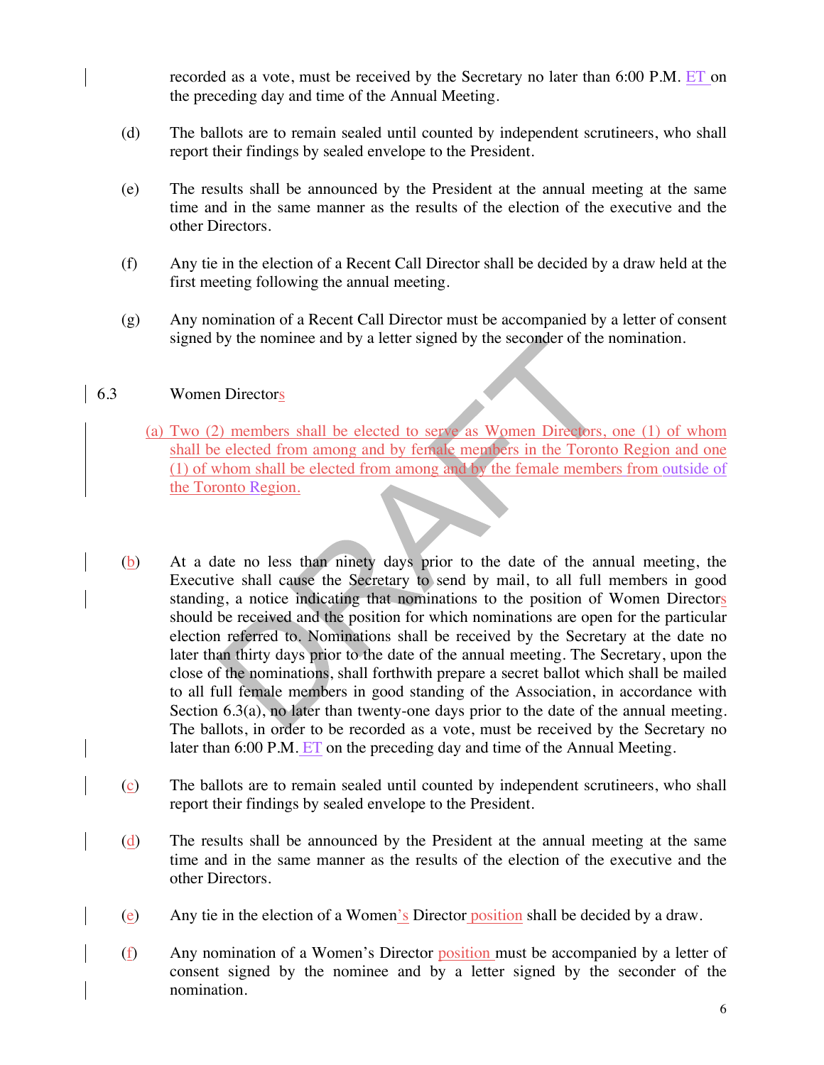recorded as a vote, must be received by the Secretary no later than 6:00 P.M. ET on the preceding day and time of the Annual Meeting.

(d) The ballots are to remain sealed until counted by independent scrutineers, who shall report their findings by sealed envelope to the President.

(e) The results shall be announced by the President at the annual meeting at the same time and in the same manner as the results of the election of the executive and the other Directors.

(f) Any tie in the election of a Recent Call Director shall be decided by a draw held at the first meeting following the annual meeting.

(g) Any nomination of a Recent Call Director must be accompanied by a letter of consent signed by the nominee and by a letter signed by the seconder of the nomination.

6.3 Women Directors

(a) Two (2) members shall be elected to serve as Women Directors, one (1) of whom shall be elected from among and by female members in the Toronto Region and one (1) of whom shall be elected from among and by the female members from outside of the Toronto Region.

(b) At a date no less than ninety days prior to the date of the annual meeting, the Executive shall cause the Secretary to send by mail, to all full members in good standing, a notice indicating that nominations to the position of Women Directors should be received and the position for which nominations are open for the particular election referred to. Nominations shall be received by the Secretary at the date no later than thirty days prior to the date of the annual meeting. The Secretary, upon the close of the nominations, shall forthwith prepare a secret ballot which shall be mailed to all full female members in good standing of the Association, in accordance with Section 6.3(a), no later than twenty-one days prior to the date of the annual meeting. The ballots, in order to be recorded as a vote, must be received by the Secretary no later than 6:00 P.M. ET on the preceding day and time of the Annual Meeting.

(c) The ballots are to remain sealed until counted by independent scrutineers, who shall report their findings by sealed envelope to the President.

(d) The results shall be announced by the President at the annual meeting at the same time and in the same manner as the results of the election of the executive and the other Directors.

(e) Any tie in the election of a Women's Director position shall be decided by a draw.

(f) Any nomination of a Women's Director position must be accompanied by a letter of consent signed by the nominee and by a letter signed by the seconder of the nomination.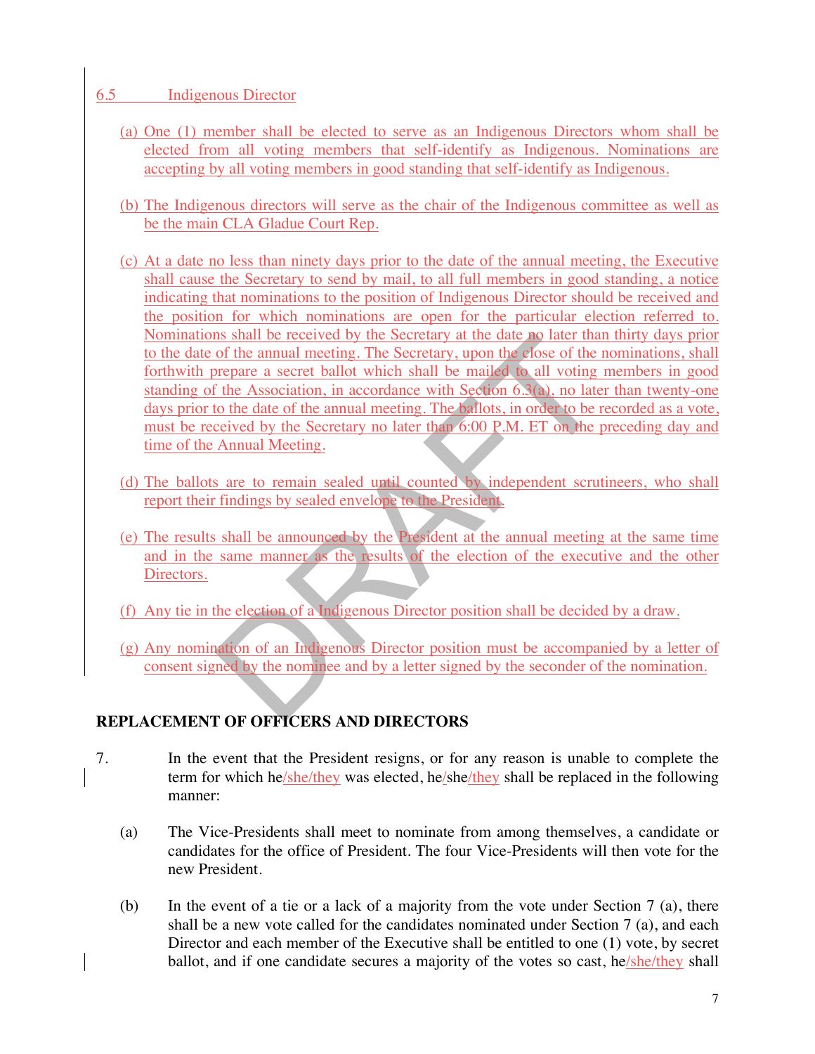6.5 Indigenous Director

(a) One (1) member shall be elected to serve as an Indigenous Directors whom shall be elected from all voting members that self-identify as Indigenous. Nominations are accepting by all voting members in good standing that self-identify as Indigenous.

(b) The Indigenous directors will serve as the chair of the Indigenous committee as well as be the main CLA Gladue Court Rep.

(c) At a date no less than ninety days prior to the date of the annual meeting, the Executive shall cause the Secretary to send by mail, to all full members in good standing, a notice indicating that nominations to the position of Indigenous Director should be received and the position for which nominations are open for the particular election referred to. Nominations shall be received by the Secretary at the date no later than thirty days prior to the date of the annual meeting. The Secretary, upon the close of the nominations, shall forthwith prepare a secret ballot which shall be mailed to all voting members in good standing of the Association, in accordance with Section 6.3(a), no later than twenty-one days prior to the date of the annual meeting. The ballots, in order to be recorded as a vote, must be received by the Secretary no later than 6:00 P.M. ET on the preceding day and time of the Annual Meeting.

(d) The ballots are to remain sealed until counted by independent scrutineers, who shall report their findings by sealed envelope to the President.

(e) The results shall be announced by the President at the annual meeting at the same time and in the same manner as the results of the election of the executive and the other Directors.

(f) Any tie in the election of a Indigenous Director position shall be decided by a draw.

(g) Any nomination of an Indigenous Director position must be accompanied by a letter of consent signed by the nominee and by a letter signed by the seconder of the nomination.

## REPLACEMENT OF OFFICERS AND DIRECTORS

7. In the event that the President resigns, or for any reason is unable to complete the term for which he/she/they was elected, he/she/they shall be replaced in the following manner:

(a) The Vice-Presidents shall meet to nominate from among themselves, a candidate or candidates for the office of President. The four Vice-Presidents will then vote for the new President.

(b) In the event of a tie or a lack of a majority from the vote under Section 7 (a), there shall be a new vote called for the candidates nominated under Section 7 (a), and each Director and each member of the Executive shall be entitled to one (1) vote, by secret ballot, and if one candidate secures a majority of the votes so cast, he/she/they shall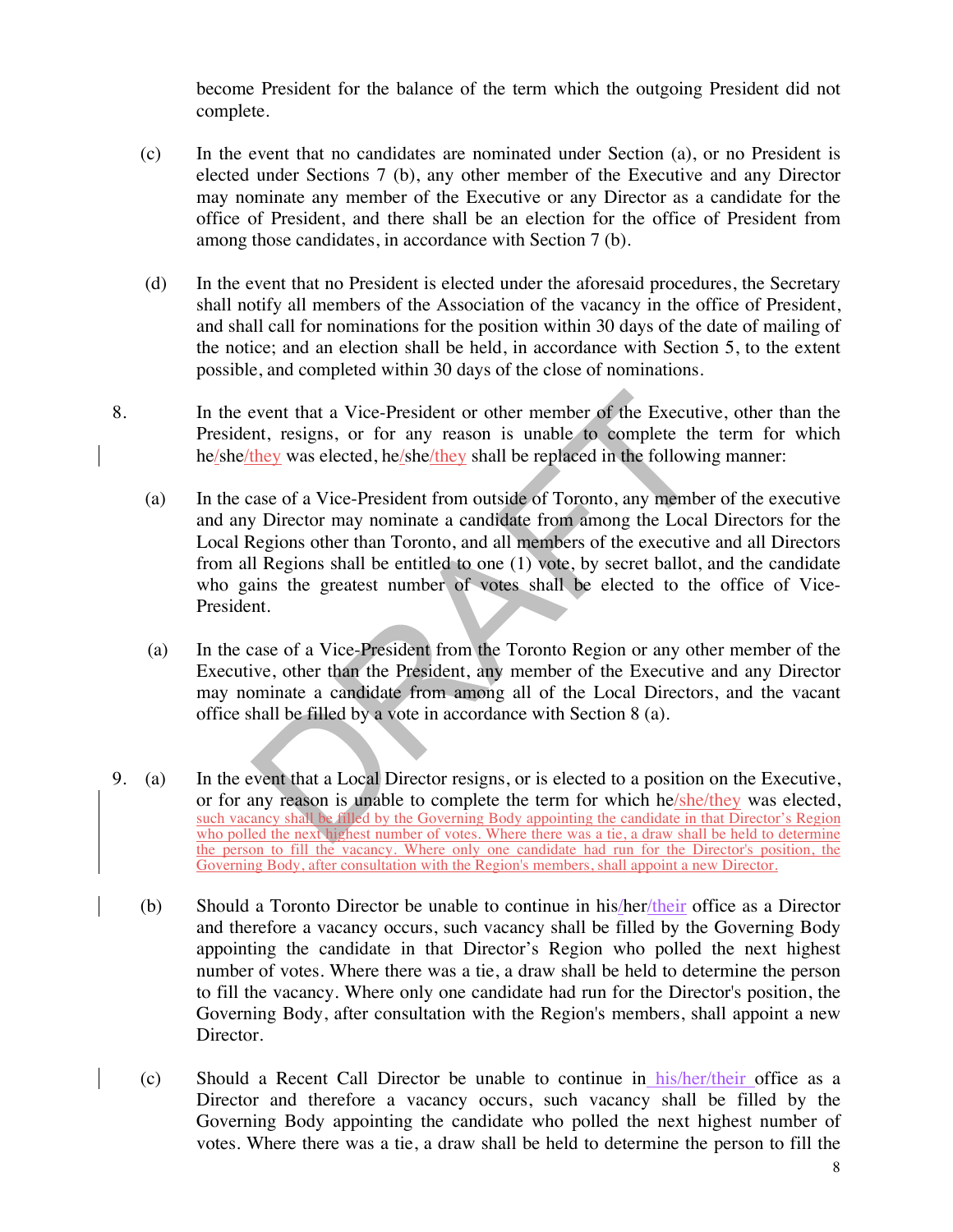become President for the balance of the term which the outgoing President did not complete.

(c) In the event that no candidates are nominated under Section (a), or no President is elected under Sections 7 (b), any other member of the Executive and any Director may nominate any member of the Executive or any Director as a candidate for the office of President, and there shall be an election for the office of President from among those candidates, in accordance with Section 7 (b).

(d) In the event that no President is elected under the aforesaid procedures, the Secretary shall notify all members of the Association of the vacancy in the office of President, and shall call for nominations for the position within 30 days of the date of mailing of the notice; and an election shall be held, in accordance with Section 5, to the extent possible, and completed within 30 days of the close of nominations.

8. In the event that a Vice-President or other member of the Executive, other than the President, resigns, or for any reason is unable to complete the term for which he/she/they was elected, he/she/they shall be replaced in the following manner:

(a) In the case of a Vice-President from outside of Toronto, any member of the executive and any Director may nominate a candidate from among the Local Directors for the Local Regions other than Toronto, and all members of the executive and all Directors from all Regions shall be entitled to one (1) vote, by secret ballot, and the candidate who gains the greatest number of votes shall be elected to the office of Vice-President.

(a) In the case of a Vice-President from the Toronto Region or any other member of the Executive, other than the President, any member of the Executive and any Director may nominate a candidate from among all of the Local Directors, and the vacant office shall be filled by a vote in accordance with Section 8 (a).

9. (a) In the event that a Local Director resigns, or is elected to a position on the Executive, or for any reason is unable to complete the term for which he/she/they was elected, such vacancy shall be filled by the Governing Body appointing the candidate in that Director's Region who polled the next highest number of votes. Where there was a tie, a draw shall be held to determine the person to fill the vacancy. Where only one candidate had run for the Director's position, the Governing Body, after consultation with the Region's members, shall appoint a new Director.

(b) Should a Toronto Director be unable to continue in his/her/their office as a Director and therefore a vacancy occurs, such vacancy shall be filled by the Governing Body appointing the candidate in that Director's Region who polled the next highest number of votes. Where there was a tie, a draw shall be held to determine the person to fill the vacancy. Where only one candidate had run for the Director's position, the Governing Body, after consultation with the Region's members, shall appoint a new Director.

(c) Should a Recent Call Director be unable to continue in his/her/their office as a Director and therefore a vacancy occurs, such vacancy shall be filled by the Governing Body appointing the candidate who polled the next highest number of votes. Where there was a tie, a draw shall be held to determine the person to fill the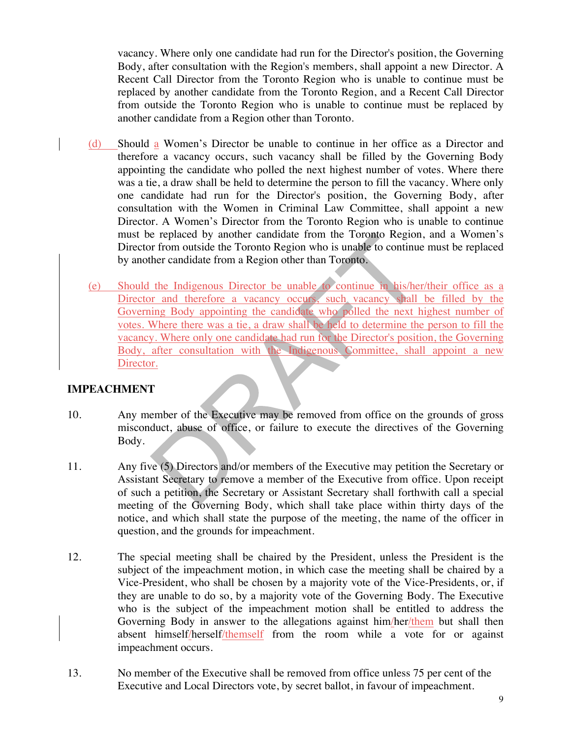vacancy. Where only one candidate had run for the Director's position, the Governing Body, after consultation with the Region's members, shall appoint a new Director. A Recent Call Director from the Toronto Region who is unable to continue must be replaced by another candidate from the Toronto Region, and a Recent Call Director from outside the Toronto Region who is unable to continue must be replaced by another candidate from a Region other than Toronto.

(d) Should a Women's Director be unable to continue in her office as a Director and therefore a vacancy occurs, such vacancy shall be filled by the Governing Body appointing the candidate who polled the next highest number of votes. Where there was a tie, a draw shall be held to determine the person to fill the vacancy. Where only one candidate had run for the Director's position, the Governing Body, after consultation with the Women in Criminal Law Committee, shall appoint a new Director. A Women's Director from the Toronto Region who is unable to continue must be replaced by another candidate from the Toronto Region, and a Women's Director from outside the Toronto Region who is unable to continue must be replaced by another candidate from a Region other than Toronto.

(e) Should the Indigenous Director be unable to continue in his/her/their office as a Director and therefore a vacancy occurs, such vacancy shall be filled by the Governing Body appointing the candidate who polled the next highest number of votes. Where there was a tie, a draw shall be held to determine the person to fill the vacancy. Where only one candidate had run for the Director's position, the Governing Body, after consultation with the Indigenous Committee, shall appoint a new Director.

## IMPEACHMENT

10. Any member of the Executive may be removed from office on the grounds of gross misconduct, abuse of office, or failure to execute the directives of the Governing Body.

11. Any five (5) Directors and/or members of the Executive may petition the Secretary or Assistant Secretary to remove a member of the Executive from office. Upon receipt of such a petition, the Secretary or Assistant Secretary shall forthwith call a special meeting of the Governing Body, which shall take place within thirty days of the notice, and which shall state the purpose of the meeting, the name of the officer in question, and the grounds for impeachment.

12. The special meeting shall be chaired by the President, unless the President is the subject of the impeachment motion, in which case the meeting shall be chaired by a Vice-President, who shall be chosen by a majority vote of the Vice-Presidents, or, if they are unable to do so, by a majority vote of the Governing Body. The Executive who is the subject of the impeachment motion shall be entitled to address the Governing Body in answer to the allegations against him/her/them but shall then absent himself/herself/themself from the room while a vote for or against impeachment occurs.

13. No member of the Executive shall be removed from office unless 75 per cent of the Executive and Local Directors vote, by secret ballot, in favour of impeachment.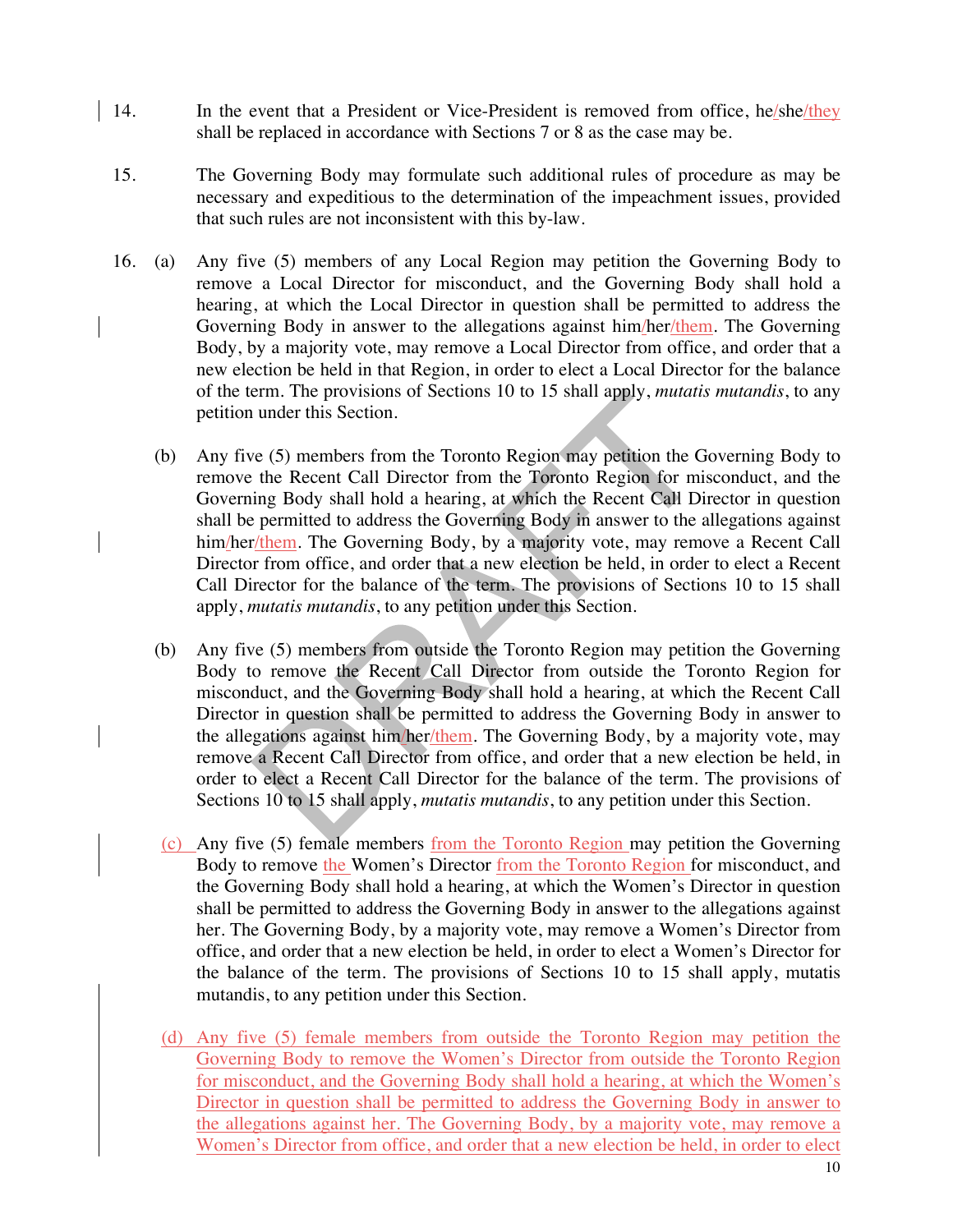14. In the event that a President or Vice-President is removed from office, he/she/they shall be replaced in accordance with Sections 7 or 8 as the case may be.

15. The Governing Body may formulate such additional rules of procedure as may be necessary and expeditious to the determination of the impeachment issues, provided that such rules are not inconsistent with this by-law.

16. (a) Any five (5) members of any Local Region may petition the Governing Body to remove a Local Director for misconduct, and the Governing Body shall hold a hearing, at which the Local Director in question shall be permitted to address the Governing Body in answer to the allegations against him/her/them. The Governing Body, by a majority vote, may remove a Local Director from office, and order that a new election be held in that Region, in order to elect a Local Director for the balance of the term. The provisions of Sections 10 to 15 shall apply, *mutatis mutandis*, to any petition under this Section.

(b) Any five (5) members from the Toronto Region may petition the Governing Body to remove the Recent Call Director from the Toronto Region for misconduct, and the Governing Body shall hold a hearing, at which the Recent Call Director in question shall be permitted to address the Governing Body in answer to the allegations against him/her/them. The Governing Body, by a majority vote, may remove a Recent Call Director from office, and order that a new election be held, in order to elect a Recent Call Director for the balance of the term. The provisions of Sections 10 to 15 shall apply, *mutatis mutandis*, to any petition under this Section.

(b) Any five (5) members from outside the Toronto Region may petition the Governing Body to remove the Recent Call Director from outside the Toronto Region for misconduct, and the Governing Body shall hold a hearing, at which the Recent Call Director in question shall be permitted to address the Governing Body in answer to the allegations against him/her/them. The Governing Body, by a majority vote, may remove a Recent Call Director from office, and order that a new election be held, in order to elect a Recent Call Director for the balance of the term. The provisions of Sections 10 to 15 shall apply, *mutatis mutandis*, to any petition under this Section.

(c) Any five (5) female members from the Toronto Region may petition the Governing Body to remove the Women's Director from the Toronto Region for misconduct, and the Governing Body shall hold a hearing, at which the Women's Director in question shall be permitted to address the Governing Body in answer to the allegations against her. The Governing Body, by a majority vote, may remove a Women's Director from office, and order that a new election be held, in order to elect a Women's Director for the balance of the term. The provisions of Sections 10 to 15 shall apply, mutatis mutandis, to any petition under this Section.

(d) Any five (5) female members from outside the Toronto Region may petition the Governing Body to remove the Women's Director from outside the Toronto Region for misconduct, and the Governing Body shall hold a hearing, at which the Women's Director in question shall be permitted to address the Governing Body in answer to the allegations against her. The Governing Body, by a majority vote, may remove a Women's Director from office, and order that a new election be held, in order to elect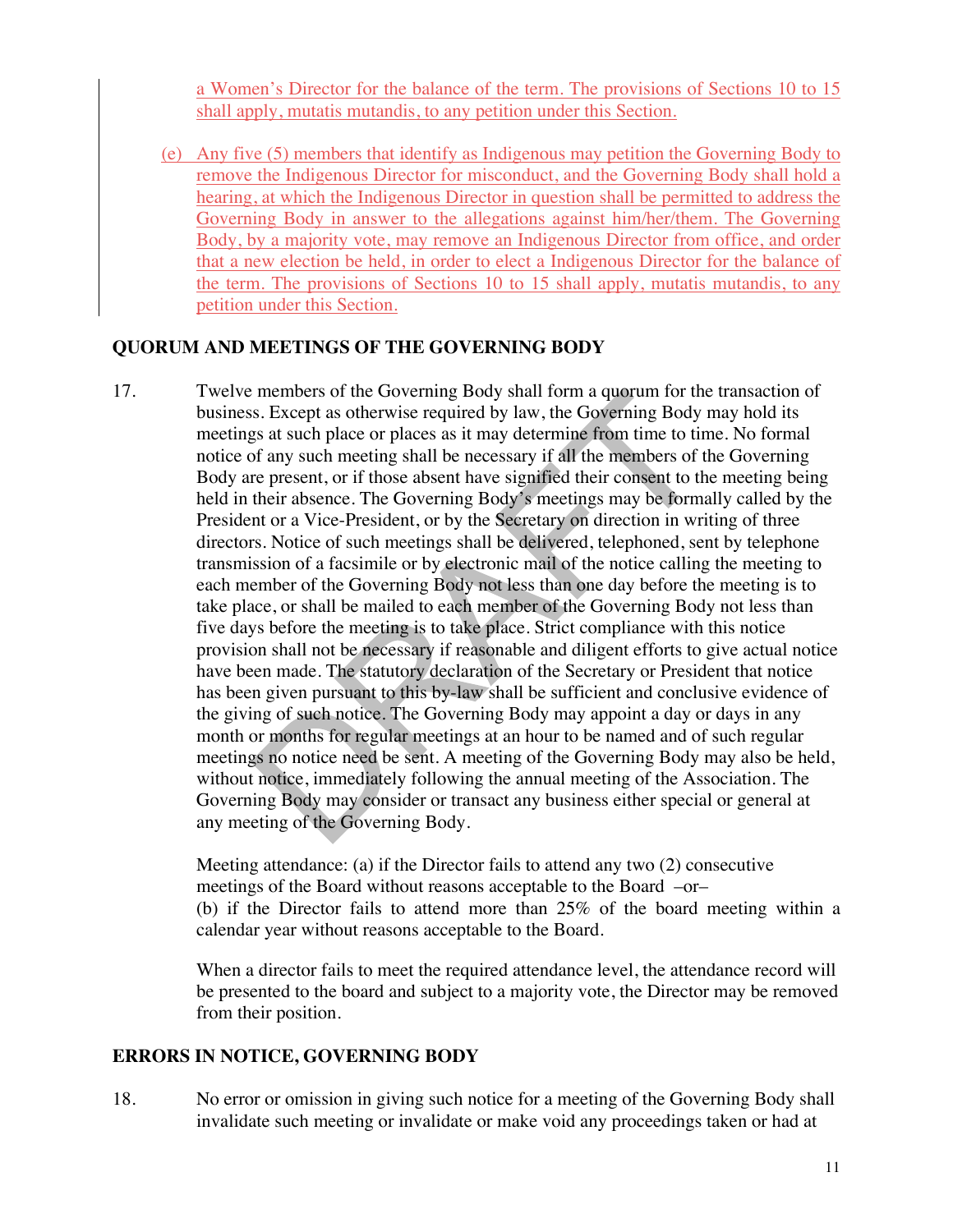a Women's Director for the balance of the term. The provisions of Sections 10 to 15 shall apply, mutatis mutandis, to any petition under this Section.

(e) Any five (5) members that identify as Indigenous may petition the Governing Body to remove the Indigenous Director for misconduct, and the Governing Body shall hold a hearing, at which the Indigenous Director in question shall be permitted to address the Governing Body in answer to the allegations against him/her/them. The Governing Body, by a majority vote, may remove an Indigenous Director from office, and order that a new election be held, in order to elect a Indigenous Director for the balance of the term. The provisions of Sections 10 to 15 shall apply, mutatis mutandis, to any petition under this Section.

## QUORUM AND MEETINGS OF THE GOVERNING BODY

17. Twelve members of the Governing Body shall form a quorum for the transaction of business. Except as otherwise required by law, the Governing Body may hold its meetings at such place or places as it may determine from time to time. No formal notice of any such meeting shall be necessary if all the members of the Governing Body are present, or if those absent have signified their consent to the meeting being held in their absence. The Governing Body's meetings may be formally called by the President or a Vice-President, or by the Secretary on direction in writing of three directors. Notice of such meetings shall be delivered, telephoned, sent by telephone transmission of a facsimile or by electronic mail of the notice calling the meeting to each member of the Governing Body not less than one day before the meeting is to take place, or shall be mailed to each member of the Governing Body not less than five days before the meeting is to take place. Strict compliance with this notice provision shall not be necessary if reasonable and diligent efforts to give actual notice have been made. The statutory declaration of the Secretary or President that notice has been given pursuant to this by-law shall be sufficient and conclusive evidence of the giving of such notice. The Governing Body may appoint a day or days in any month or months for regular meetings at an hour to be named and of such regular meetings no notice need be sent. A meeting of the Governing Body may also be held, without notice, immediately following the annual meeting of the Association. The Governing Body may consider or transact any business either special or general at any meeting of the Governing Body.

Meeting attendance: (a) if the Director fails to attend any two (2) consecutive meetings of the Board without reasons acceptable to the Board –or–
(b) if the Director fails to attend more than 25% of the board meeting within a calendar year without reasons acceptable to the Board.

When a director fails to meet the required attendance level, the attendance record will be presented to the board and subject to a majority vote, the Director may be removed from their position.

## ERRORS IN NOTICE, GOVERNING BODY

18. No error or omission in giving such notice for a meeting of the Governing Body shall invalidate such meeting or invalidate or make void any proceedings taken or had at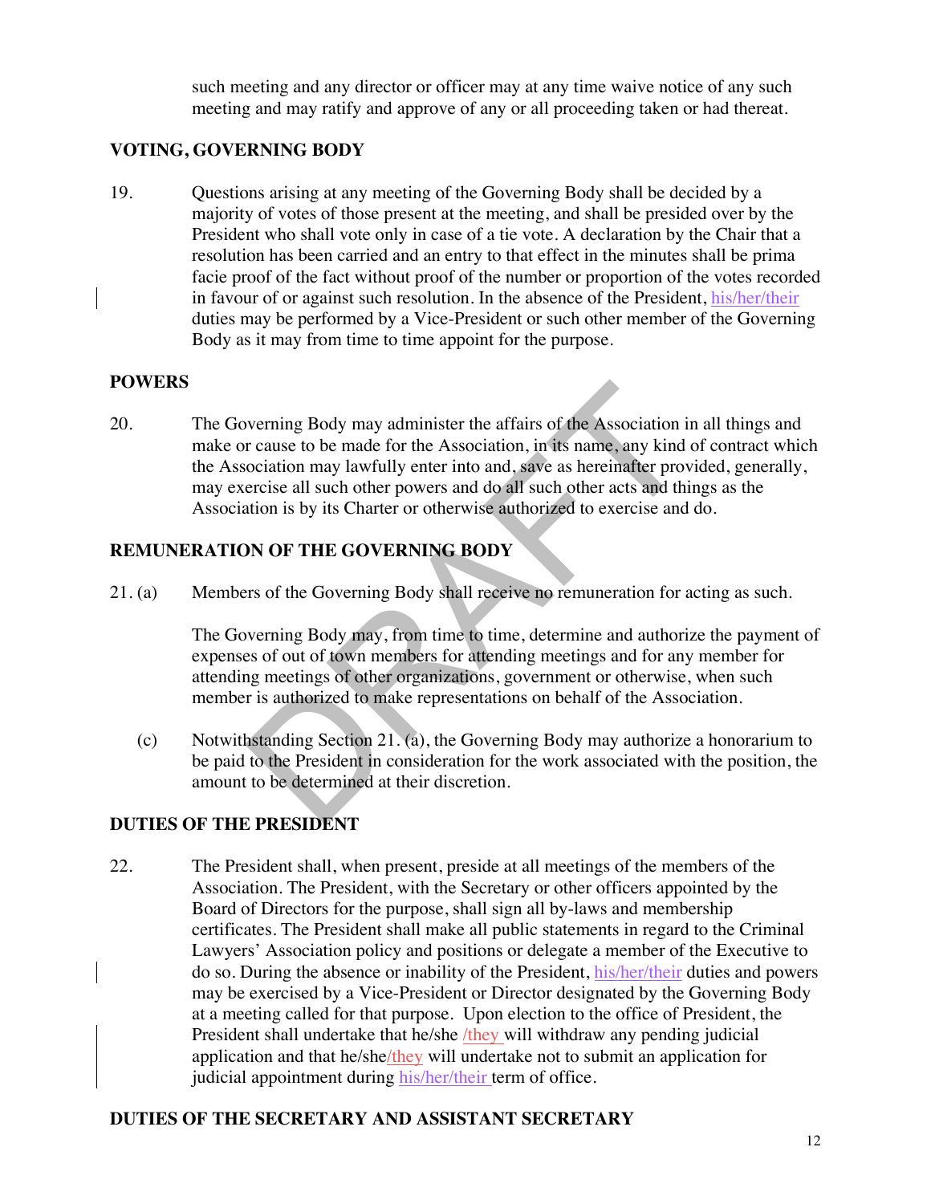such meeting and any director or officer may at any time waive notice of any such meeting and may ratify and approve of any or all proceeding taken or had thereat.

## VOTING, GOVERNING BODY

19. Questions arising at any meeting of the Governing Body shall be decided by a majority of votes of those present at the meeting, and shall be presided over by the President who shall vote only in case of a tie vote. A declaration by the Chair that a resolution has been carried and an entry to that effect in the minutes shall be prima facie proof of the fact without proof of the number or proportion of the votes recorded in favour of or against such resolution. In the absence of the President, his/her/their duties may be performed by a Vice-President or such other member of the Governing Body as it may from time to time appoint for the purpose.

## POWERS

20. The Governing Body may administer the affairs of the Association in all things and make or cause to be made for the Association, in its name, any kind of contract which the Association may lawfully enter into and, save as hereinafter provided, generally, may exercise all such other powers and do all such other acts and things as the Association is by its Charter or otherwise authorized to exercise and do.

## REMUNERATION OF THE GOVERNING BODY

21. (a) Members of the Governing Body shall receive no remuneration for acting as such.

The Governing Body may, from time to time, determine and authorize the payment of expenses of out of town members for attending meetings and for any member for attending meetings of other organizations, government or otherwise, when such member is authorized to make representations on behalf of the Association.

(c) Notwithstanding Section 21. (a), the Governing Body may authorize a honorarium to be paid to the President in consideration for the work associated with the position, the amount to be determined at their discretion.

## DUTIES OF THE PRESIDENT

22. The President shall, when present, preside at all meetings of the members of the Association. The President, with the Secretary or other officers appointed by the Board of Directors for the purpose, shall sign all by-laws and membership certificates. The President shall make all public statements in regard to the Criminal Lawyers' Association policy and positions or delegate a member of the Executive to do so. During the absence or inability of the President, his/her/their duties and powers may be exercised by a Vice-President or Director designated by the Governing Body at a meeting called for that purpose. Upon election to the office of President, the President shall undertake that he/she /they will withdraw any pending judicial application and that he/she/they will undertake not to submit an application for judicial appointment during his/her/their term of office.

## DUTIES OF THE SECRETARY AND ASSISTANT SECRETARY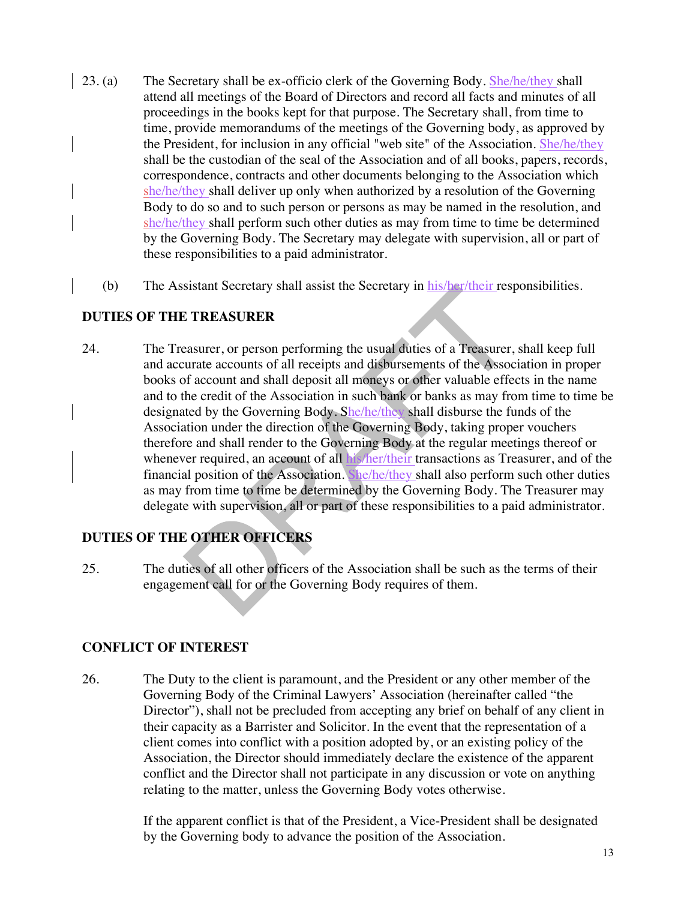23. (a) The Secretary shall be ex-officio clerk of the Governing Body. She/he/they shall attend all meetings of the Board of Directors and record all facts and minutes of all proceedings in the books kept for that purpose. The Secretary shall, from time to time, provide memorandums of the meetings of the Governing body, as approved by the President, for inclusion in any official "web site" of the Association. She/he/they shall be the custodian of the seal of the Association and of all books, papers, records, correspondence, contracts and other documents belonging to the Association which she/he/they shall deliver up only when authorized by a resolution of the Governing Body to do so and to such person or persons as may be named in the resolution, and she/he/they shall perform such other duties as may from time to time be determined by the Governing Body. The Secretary may delegate with supervision, all or part of these responsibilities to a paid administrator.

(b) The Assistant Secretary shall assist the Secretary in his/her/their responsibilities.

## DUTIES OF THE TREASURER

24. The Treasurer, or person performing the usual duties of a Treasurer, shall keep full and accurate accounts of all receipts and disbursements of the Association in proper books of account and shall deposit all moneys or other valuable effects in the name and to the credit of the Association in such bank or banks as may from time to time be designated by the Governing Body. She/he/they shall disburse the funds of the Association under the direction of the Governing Body, taking proper vouchers therefore and shall render to the Governing Body at the regular meetings thereof or whenever required, an account of all his/her/their transactions as Treasurer, and of the financial position of the Association. She/he/they shall also perform such other duties as may from time to time be determined by the Governing Body. The Treasurer may delegate with supervision, all or part of these responsibilities to a paid administrator.

## DUTIES OF THE OTHER OFFICERS

25. The duties of all other officers of the Association shall be such as the terms of their engagement call for or the Governing Body requires of them.

## CONFLICT OF INTEREST

26. The Duty to the client is paramount, and the President or any other member of the Governing Body of the Criminal Lawyers' Association (hereinafter called "the Director"), shall not be precluded from accepting any brief on behalf of any client in their capacity as a Barrister and Solicitor. In the event that the representation of a client comes into conflict with a position adopted by, or an existing policy of the Association, the Director should immediately declare the existence of the apparent conflict and the Director shall not participate in any discussion or vote on anything relating to the matter, unless the Governing Body votes otherwise.

If the apparent conflict is that of the President, a Vice-President shall be designated by the Governing body to advance the position of the Association.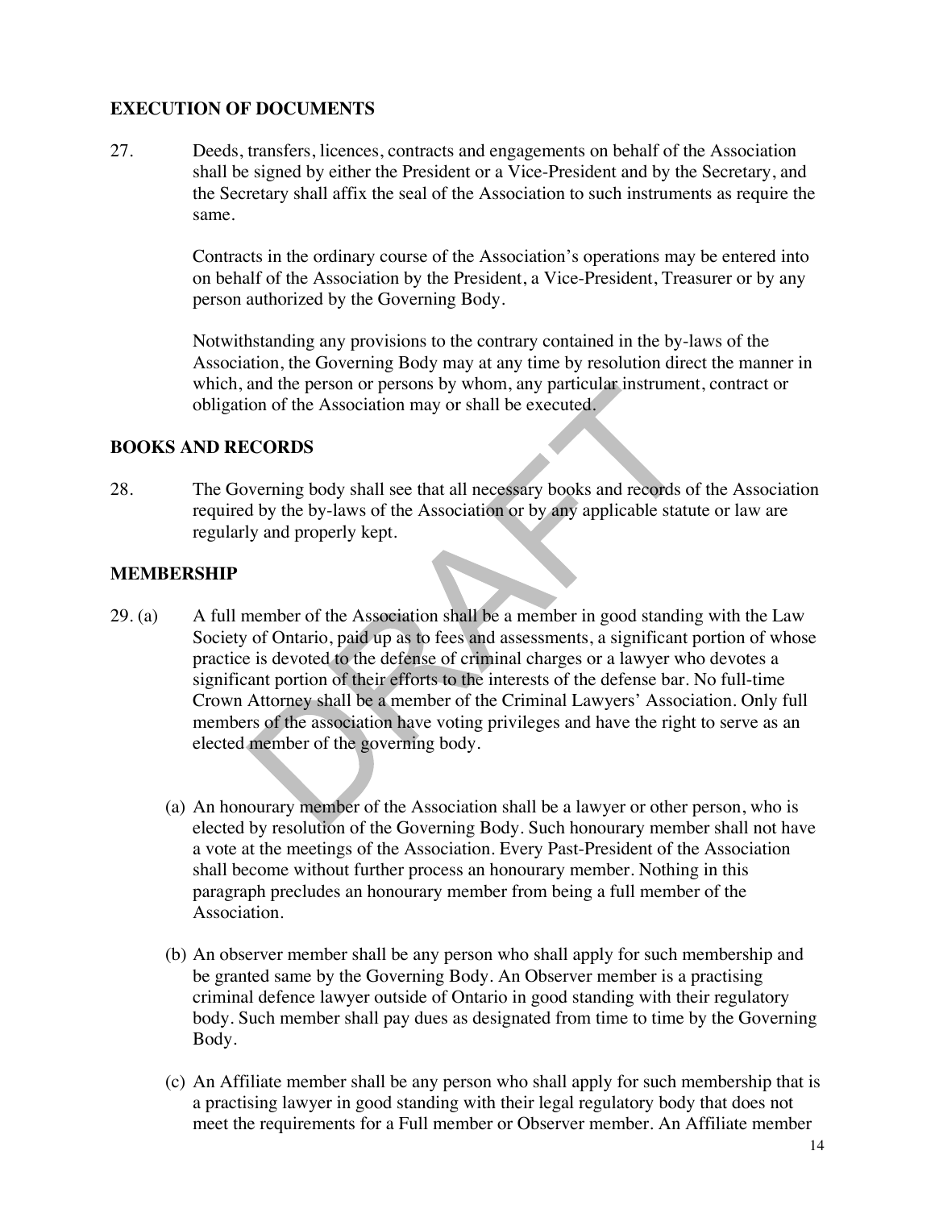## EXECUTION OF DOCUMENTS

27. Deeds, transfers, licences, contracts and engagements on behalf of the Association shall be signed by either the President or a Vice-President and by the Secretary, and the Secretary shall affix the seal of the Association to such instruments as require the same.

    Contracts in the ordinary course of the Association's operations may be entered into on behalf of the Association by the President, a Vice-President, Treasurer or by any person authorized by the Governing Body.

    Notwithstanding any provisions to the contrary contained in the by-laws of the Association, the Governing Body may at any time by resolution direct the manner in which, and the person or persons by whom, any particular instrument, contract or obligation of the Association may or shall be executed.

## BOOKS AND RECORDS

28. The Governing body shall see that all necessary books and records of the Association required by the by-laws of the Association or by any applicable statute or law are regularly and properly kept.

## MEMBERSHIP

29. (a) A full member of the Association shall be a member in good standing with the Law Society of Ontario, paid up as to fees and assessments, a significant portion of whose practice is devoted to the defense of criminal charges or a lawyer who devotes a significant portion of their efforts to the interests of the defense bar. No full-time Crown Attorney shall be a member of the Criminal Lawyers' Association. Only full members of the association have voting privileges and have the right to serve as an elected member of the governing body.

   (a) An honourary member of the Association shall be a lawyer or other person, who is elected by resolution of the Governing Body. Such honourary member shall not have a vote at the meetings of the Association. Every Past-President of the Association shall become without further process an honourary member. Nothing in this paragraph precludes an honourary member from being a full member of the Association.

   (b) An observer member shall be any person who shall apply for such membership and be granted same by the Governing Body. An Observer member is a practising criminal defence lawyer outside of Ontario in good standing with their regulatory body. Such member shall pay dues as designated from time to time by the Governing Body.

   (c) An Affiliate member shall be any person who shall apply for such membership that is a practising lawyer in good standing with their legal regulatory body that does not meet the requirements for a Full member or Observer member. An Affiliate member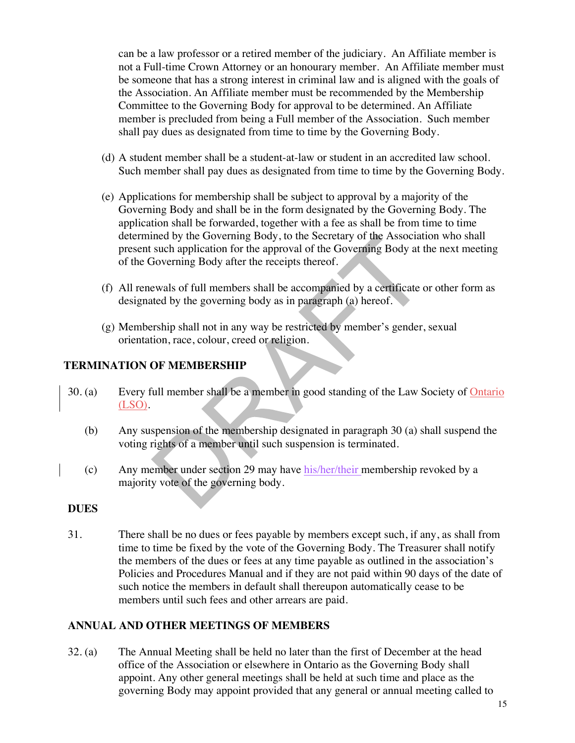can be a law professor or a retired member of the judiciary. An Affiliate member is not a Full-time Crown Attorney or an honourary member. An Affiliate member must be someone that has a strong interest in criminal law and is aligned with the goals of the Association. An Affiliate member must be recommended by the Membership Committee to the Governing Body for approval to be determined. An Affiliate member is precluded from being a Full member of the Association. Such member shall pay dues as designated from time to time by the Governing Body.

(d) A student member shall be a student-at-law or student in an accredited law school. Such member shall pay dues as designated from time to time by the Governing Body.

(e) Applications for membership shall be subject to approval by a majority of the Governing Body and shall be in the form designated by the Governing Body. The application shall be forwarded, together with a fee as shall be from time to time determined by the Governing Body, to the Secretary of the Association who shall present such application for the approval of the Governing Body at the next meeting of the Governing Body after the receipts thereof.

(f) All renewals of full members shall be accompanied by a certificate or other form as designated by the governing body as in paragraph (a) hereof.

(g) Membership shall not in any way be restricted by member's gender, sexual orientation, race, colour, creed or religion.

## TERMINATION OF MEMBERSHIP

30. (a) Every full member shall be a member in good standing of the Law Society of Ontario (LSO).

(b) Any suspension of the membership designated in paragraph 30 (a) shall suspend the voting rights of a member until such suspension is terminated.

(c) Any member under section 29 may have his/her/their membership revoked by a majority vote of the governing body.

## DUES

31. There shall be no dues or fees payable by members except such, if any, as shall from time to time be fixed by the vote of the Governing Body. The Treasurer shall notify the members of the dues or fees at any time payable as outlined in the association's Policies and Procedures Manual and if they are not paid within 90 days of the date of such notice the members in default shall thereupon automatically cease to be members until such fees and other arrears are paid.

## ANNUAL AND OTHER MEETINGS OF MEMBERS

32. (a) The Annual Meeting shall be held no later than the first of December at the head office of the Association or elsewhere in Ontario as the Governing Body shall appoint. Any other general meetings shall be held at such time and place as the governing Body may appoint provided that any general or annual meeting called to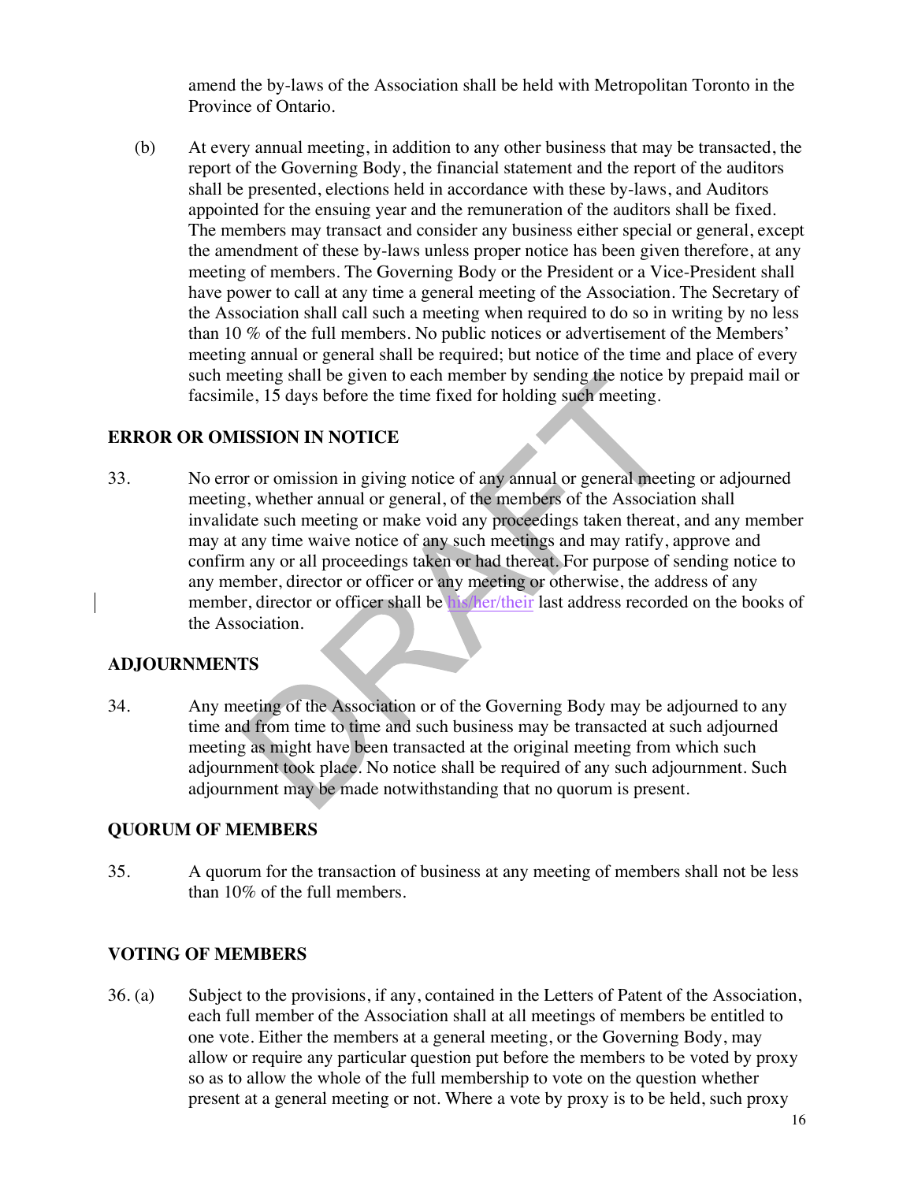amend the by-laws of the Association shall be held with Metropolitan Toronto in the Province of Ontario.

(b) At every annual meeting, in addition to any other business that may be transacted, the report of the Governing Body, the financial statement and the report of the auditors shall be presented, elections held in accordance with these by-laws, and Auditors appointed for the ensuing year and the remuneration of the auditors shall be fixed. The members may transact and consider any business either special or general, except the amendment of these by-laws unless proper notice has been given therefore, at any meeting of members. The Governing Body or the President or a Vice-President shall have power to call at any time a general meeting of the Association. The Secretary of the Association shall call such a meeting when required to do so in writing by no less than 10 % of the full members. No public notices or advertisement of the Members' meeting annual or general shall be required; but notice of the time and place of every such meeting shall be given to each member by sending the notice by prepaid mail or facsimile, 15 days before the time fixed for holding such meeting.

**ERROR OR OMISSION IN NOTICE**

33. No error or omission in giving notice of any annual or general meeting or adjourned meeting, whether annual or general, of the members of the Association shall invalidate such meeting or make void any proceedings taken thereat, and any member may at any time waive notice of any such meetings and may ratify, approve and confirm any or all proceedings taken or had thereat. For purpose of sending notice to any member, director or officer or any meeting or otherwise, the address of any member, director or officer shall be his/her/their last address recorded on the books of the Association.

**ADJOURNMENTS**

34. Any meeting of the Association or of the Governing Body may be adjourned to any time and from time to time and such business may be transacted at such adjourned meeting as might have been transacted at the original meeting from which such adjournment took place. No notice shall be required of any such adjournment. Such adjournment may be made notwithstanding that no quorum is present.

**QUORUM OF MEMBERS**

35. A quorum for the transaction of business at any meeting of members shall not be less than 10% of the full members.

**VOTING OF MEMBERS**

36. (a) Subject to the provisions, if any, contained in the Letters of Patent of the Association, each full member of the Association shall at all meetings of members be entitled to one vote. Either the members at a general meeting, or the Governing Body, may allow or require any particular question put before the members to be voted by proxy so as to allow the whole of the full membership to vote on the question whether present at a general meeting or not. Where a vote by proxy is to be held, such proxy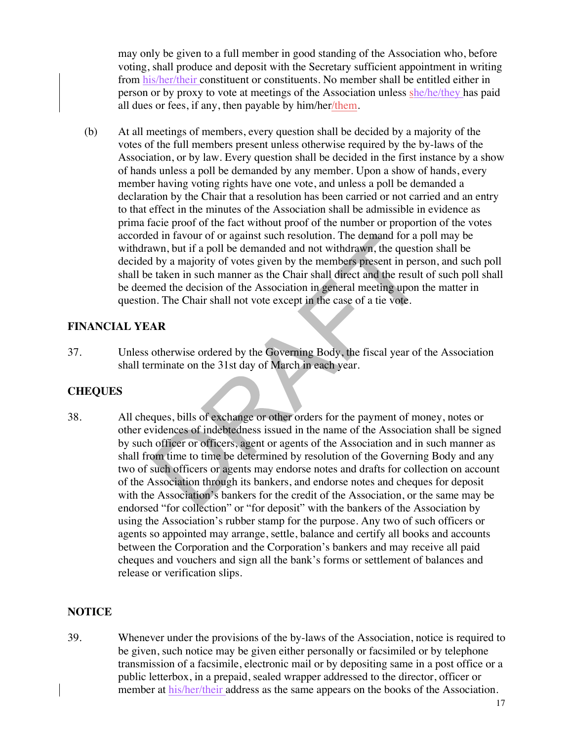may only be given to a full member in good standing of the Association who, before voting, shall produce and deposit with the Secretary sufficient appointment in writing from his/her/their constituent or constituents. No member shall be entitled either in person or by proxy to vote at meetings of the Association unless she/he/they has paid all dues or fees, if any, then payable by him/her/them.

(b) At all meetings of members, every question shall be decided by a majority of the votes of the full members present unless otherwise required by the by-laws of the Association, or by law. Every question shall be decided in the first instance by a show of hands unless a poll be demanded by any member. Upon a show of hands, every member having voting rights have one vote, and unless a poll be demanded a declaration by the Chair that a resolution has been carried or not carried and an entry to that effect in the minutes of the Association shall be admissible in evidence as prima facie proof of the fact without proof of the number or proportion of the votes accorded in favour of or against such resolution. The demand for a poll may be withdrawn, but if a poll be demanded and not withdrawn, the question shall be decided by a majority of votes given by the members present in person, and such poll shall be taken in such manner as the Chair shall direct and the result of such poll shall be deemed the decision of the Association in general meeting upon the matter in question. The Chair shall not vote except in the case of a tie vote.

## FINANCIAL YEAR

37. Unless otherwise ordered by the Governing Body, the fiscal year of the Association shall terminate on the 31st day of March in each year.

## CHEQUES

38. All cheques, bills of exchange or other orders for the payment of money, notes or other evidences of indebtedness issued in the name of the Association shall be signed by such officer or officers, agent or agents of the Association and in such manner as shall from time to time be determined by resolution of the Governing Body and any two of such officers or agents may endorse notes and drafts for collection on account of the Association through its bankers, and endorse notes and cheques for deposit with the Association's bankers for the credit of the Association, or the same may be endorsed "for collection" or "for deposit" with the bankers of the Association by using the Association's rubber stamp for the purpose. Any two of such officers or agents so appointed may arrange, settle, balance and certify all books and accounts between the Corporation and the Corporation's bankers and may receive all paid cheques and vouchers and sign all the bank's forms or settlement of balances and release or verification slips.

## NOTICE

39. Whenever under the provisions of the by-laws of the Association, notice is required to be given, such notice may be given either personally or facsimiled or by telephone transmission of a facsimile, electronic mail or by depositing same in a post office or a public letterbox, in a prepaid, sealed wrapper addressed to the director, officer or member at his/her/their address as the same appears on the books of the Association.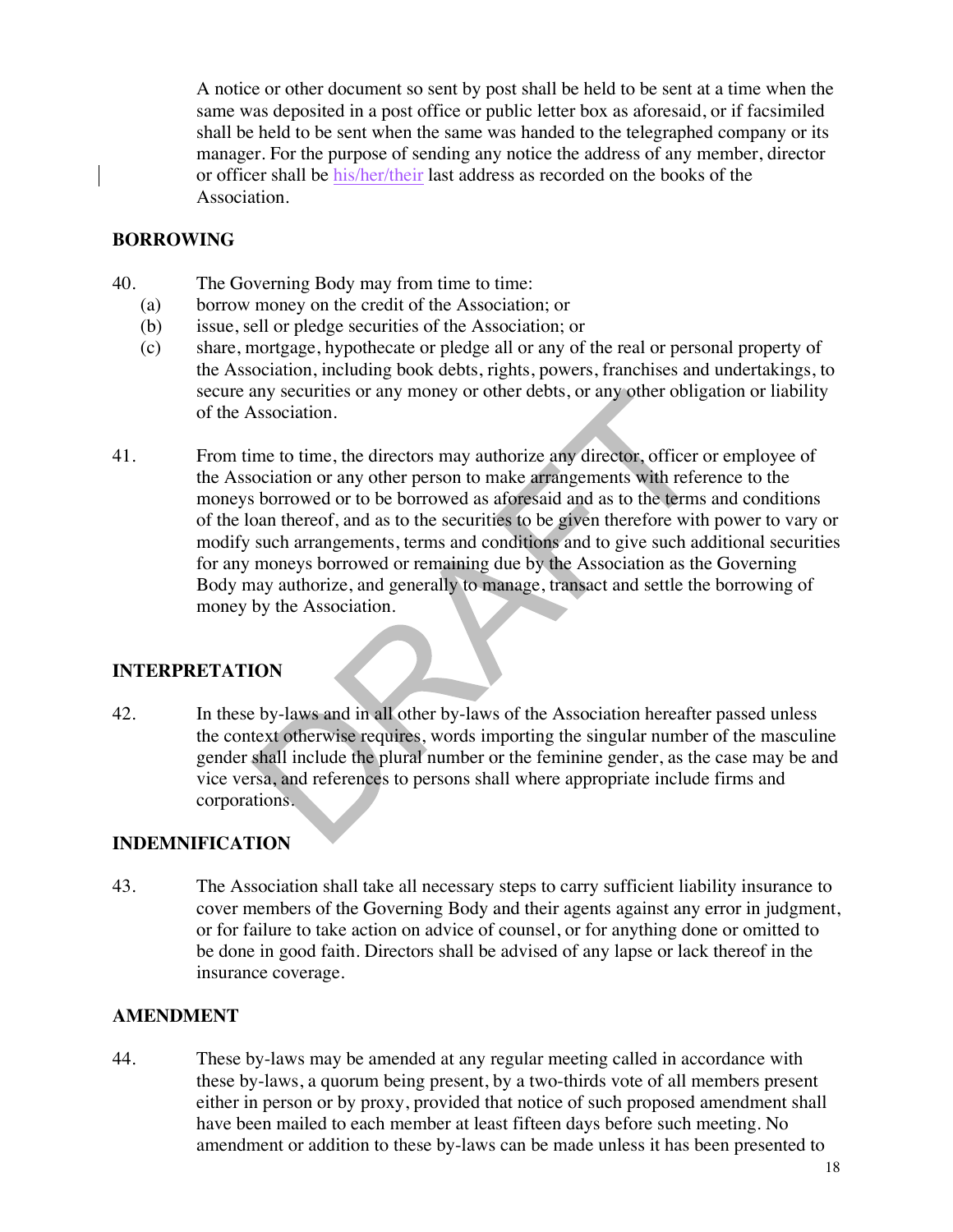A notice or other document so sent by post shall be held to be sent at a time when the same was deposited in a post office or public letter box as aforesaid, or if facsimiled shall be held to be sent when the same was handed to the telegraphed company or its manager. For the purpose of sending any notice the address of any member, director or officer shall be his/her/their last address as recorded on the books of the Association.

## BORROWING

40. The Governing Body may from time to time:
  - (a) borrow money on the credit of the Association; or
  - (b) issue, sell or pledge securities of the Association; or
  - (c) share, mortgage, hypothecate or pledge all or any of the real or personal property of the Association, including book debts, rights, powers, franchises and undertakings, to secure any securities or any money or other debts, or any other obligation or liability of the Association.

41. From time to time, the directors may authorize any director, officer or employee of the Association or any other person to make arrangements with reference to the moneys borrowed or to be borrowed as aforesaid and as to the terms and conditions of the loan thereof, and as to the securities to be given therefore with power to vary or modify such arrangements, terms and conditions and to give such additional securities for any moneys borrowed or remaining due by the Association as the Governing Body may authorize, and generally to manage, transact and settle the borrowing of money by the Association.

## INTERPRETATION

42. In these by-laws and in all other by-laws of the Association hereafter passed unless the context otherwise requires, words importing the singular number of the masculine gender shall include the plural number or the feminine gender, as the case may be and vice versa, and references to persons shall where appropriate include firms and corporations.

## INDEMNIFICATION

43. The Association shall take all necessary steps to carry sufficient liability insurance to cover members of the Governing Body and their agents against any error in judgment, or for failure to take action on advice of counsel, or for anything done or omitted to be done in good faith. Directors shall be advised of any lapse or lack thereof in the insurance coverage.

## AMENDMENT

44. These by-laws may be amended at any regular meeting called in accordance with these by-laws, a quorum being present, by a two-thirds vote of all members present either in person or by proxy, provided that notice of such proposed amendment shall have been mailed to each member at least fifteen days before such meeting. No amendment or addition to these by-laws can be made unless it has been presented to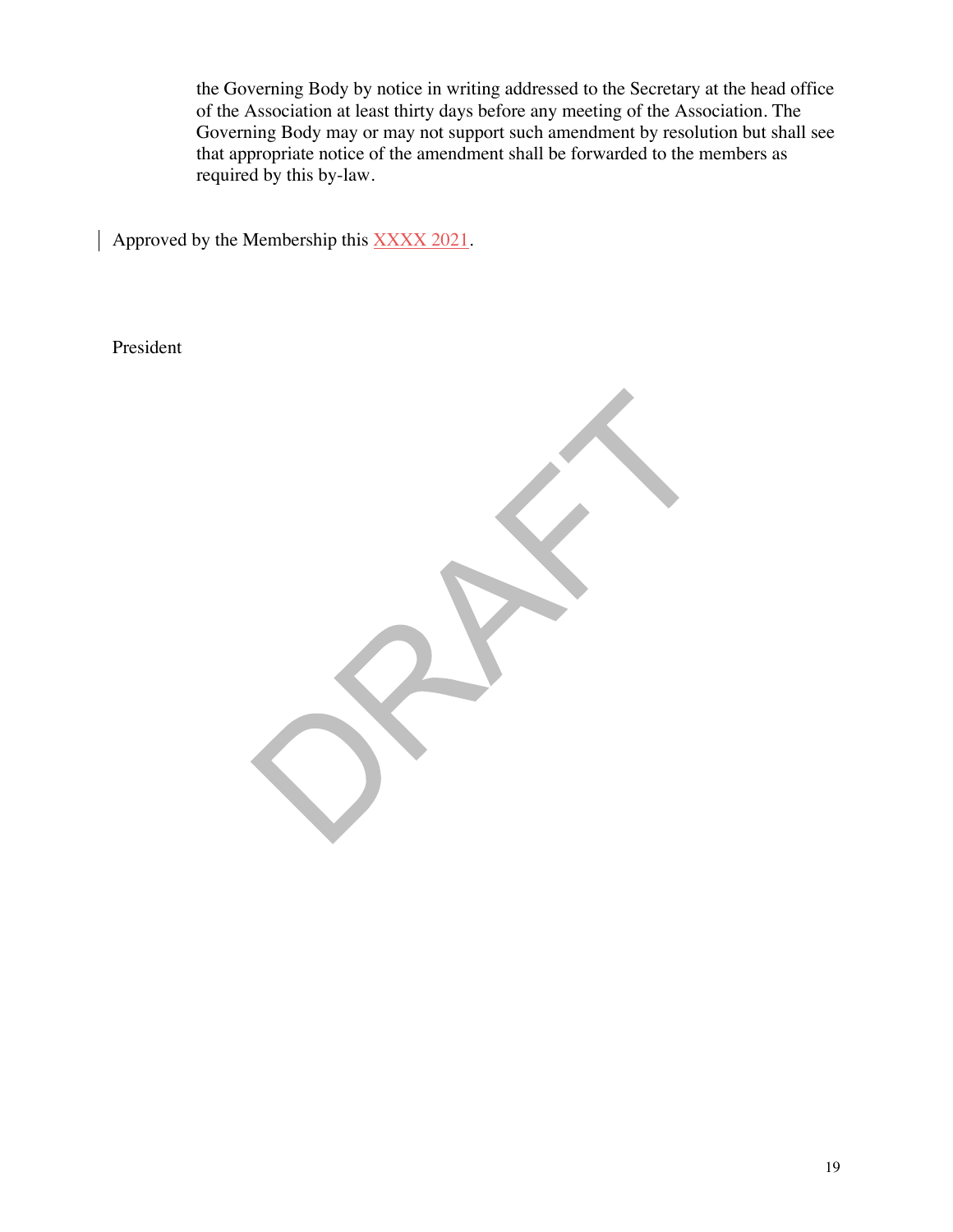the Governing Body by notice in writing addressed to the Secretary at the head office of the Association at least thirty days before any meeting of the Association. The Governing Body may or may not support such amendment by resolution but shall see that appropriate notice of the amendment shall be forwarded to the members as required by this by-law.

Approved by the Membership this XXXX 2021.

President

DRAFT